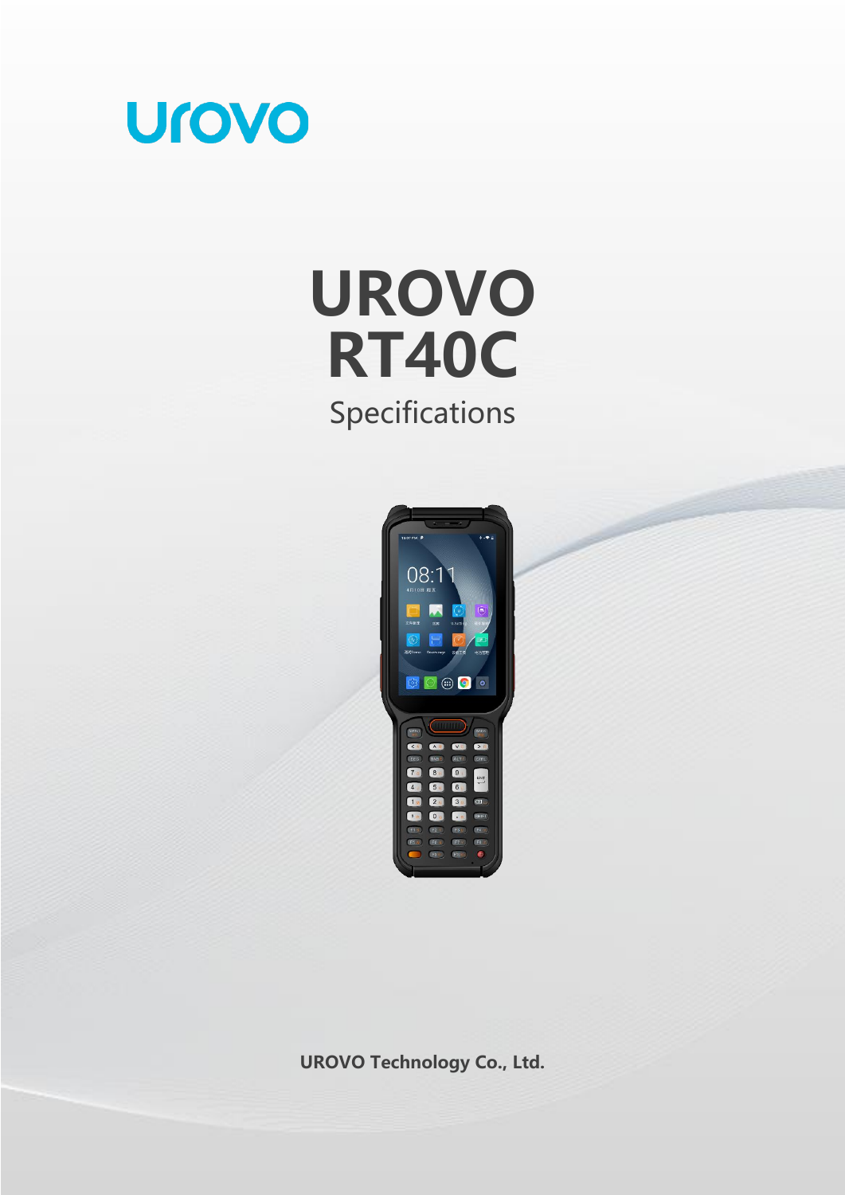urovo

# UROVO RT40C

Specifications

**UROVO Technology Co., Ltd.**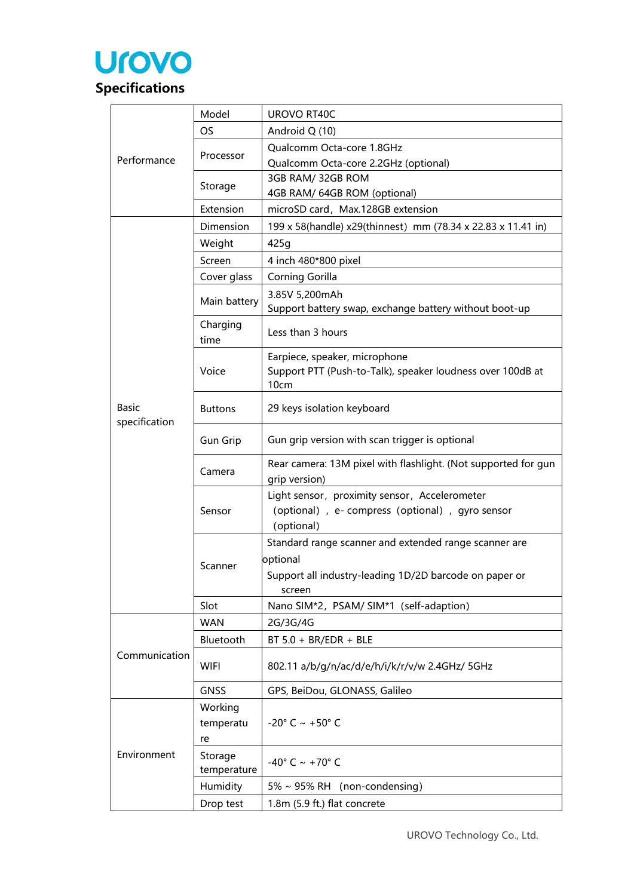urovo

## Specifications

| | | |
|---|---|---|
| Performance | Model | UROVO RT40C |
| | OS | Android Q (10) |
| | Processor | Qualcomm Octa-core 1.8GHz<br>Qualcomm Octa-core 2.2GHz (optional) |
| | Storage | 3GB RAM/ 32GB ROM<br>4GB RAM/ 64GB ROM (optional) |
| | Extension | microSD card，Max.128GB extension |
| Basic specification | Dimension | 199 x 58(handle) x29(thinnest) mm (78.34 x 22.83 x 11.41 in) |
| | Weight | 425g |
| | Screen | 4 inch 480*800 pixel |
| | Cover glass | Corning Gorilla |
| | Main battery | 3.85V 5,200mAh<br>Support battery swap, exchange battery without boot-up |
| | Charging time | Less than 3 hours |
| | Voice | Earpiece, speaker, microphone<br>Support PTT (Push-to-Talk), speaker loudness over 100dB at 10cm |
| | Buttons | 29 keys isolation keyboard |
| | Gun Grip | Gun grip version with scan trigger is optional |
| | Camera | Rear camera: 13M pixel with flashlight. (Not supported for gun grip version) |
| | Sensor | Light sensor，proximity sensor，Accelerometer （optional），e- compress（optional），gyro sensor （optional） |
| | Scanner | Standard range scanner and extended range scanner are optional<br>Support all industry-leading 1D/2D barcode on paper or screen |
| | Slot | Nano SIM*2，PSAM/ SIM*1（self-adaption） |
| Communication | WAN | 2G/3G/4G |
| | Bluetooth | BT 5.0 + BR/EDR + BLE |
| | WIFI | 802.11 a/b/g/n/ac/d/e/h/i/k/r/v/w 2.4GHz/ 5GHz |
| | GNSS | GPS, BeiDou, GLONASS, Galileo |
| Environment | Working temperature | -20° C ~ +50° C |
| | Storage temperature | -40° C ~ +70° C |
| | Humidity | 5% ~ 95% RH （non-condensing） |
| | Drop test | 1.8m (5.9 ft.) flat concrete |

UROVO Technology Co., Ltd.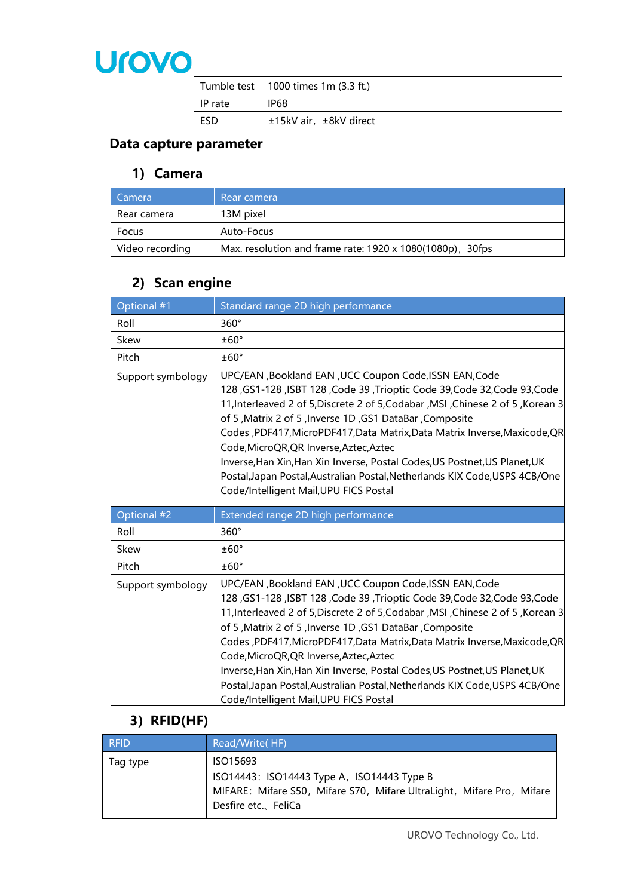| | | |
|---|---|---|
| | Tumble test | 1000 times 1m (3.3 ft.) |
| | IP rate | IP68 |
| | ESD | ±15kV air，±8kV direct |

## Data capture parameter

### 1) Camera

| Camera | Rear camera |
|---|---|
| Rear camera | 13M pixel |
| Focus | Auto-Focus |
| Video recording | Max. resolution and frame rate: 1920 x 1080(1080p)，30fps |

### 2) Scan engine

| Optional #1 | Standard range 2D high performance |
|---|---|
| Roll | 360° |
| Skew | ±60° |
| Pitch | ±60° |
| Support symbology | UPC/EAN ,Bookland EAN ,UCC Coupon Code,ISSN EAN,Code 128 ,GS1-128 ,ISBT 128 ,Code 39 ,Trioptic Code 39,Code 32,Code 93,Code 11,Interleaved 2 of 5,Discrete 2 of 5,Codabar ,MSI ,Chinese 2 of 5 ,Korean 3 of 5 ,Matrix 2 of 5 ,Inverse 1D ,GS1 DataBar ,Composite Codes ,PDF417,MicroPDF417,Data Matrix,Data Matrix Inverse,Maxicode,QR Code,MicroQR,QR Inverse,Aztec,Aztec Inverse,Han Xin,Han Xin Inverse, Postal Codes,US Postnet,US Planet,UK Postal,Japan Postal,Australian Postal,Netherlands KIX Code,USPS 4CB/One Code/Intelligent Mail,UPU FICS Postal |
| **Optional #2** | **Extended range 2D high performance** |
| Roll | 360° |
| Skew | ±60° |
| Pitch | ±60° |
| Support symbology | UPC/EAN ,Bookland EAN ,UCC Coupon Code,ISSN EAN,Code 128 ,GS1-128 ,ISBT 128 ,Code 39 ,Trioptic Code 39,Code 32,Code 93,Code 11,Interleaved 2 of 5,Discrete 2 of 5,Codabar ,MSI ,Chinese 2 of 5 ,Korean 3 of 5 ,Matrix 2 of 5 ,Inverse 1D ,GS1 DataBar ,Composite Codes ,PDF417,MicroPDF417,Data Matrix,Data Matrix Inverse,Maxicode,QR Code,MicroQR,QR Inverse,Aztec,Aztec Inverse,Han Xin,Han Xin Inverse, Postal Codes,US Postnet,US Planet,UK Postal,Japan Postal,Australian Postal,Netherlands KIX Code,USPS 4CB/One Code/Intelligent Mail,UPU FICS Postal |

### 3) RFID(HF)

| RFID | Read/Write( HF) |
|---|---|
| Tag type | ISO15693<br>ISO14443：ISO14443 Type A，ISO14443 Type B<br>MIFARE：Mifare S50，Mifare S70，Mifare UltraLight，Mifare Pro，Mifare Desfire etc.、FeliCa |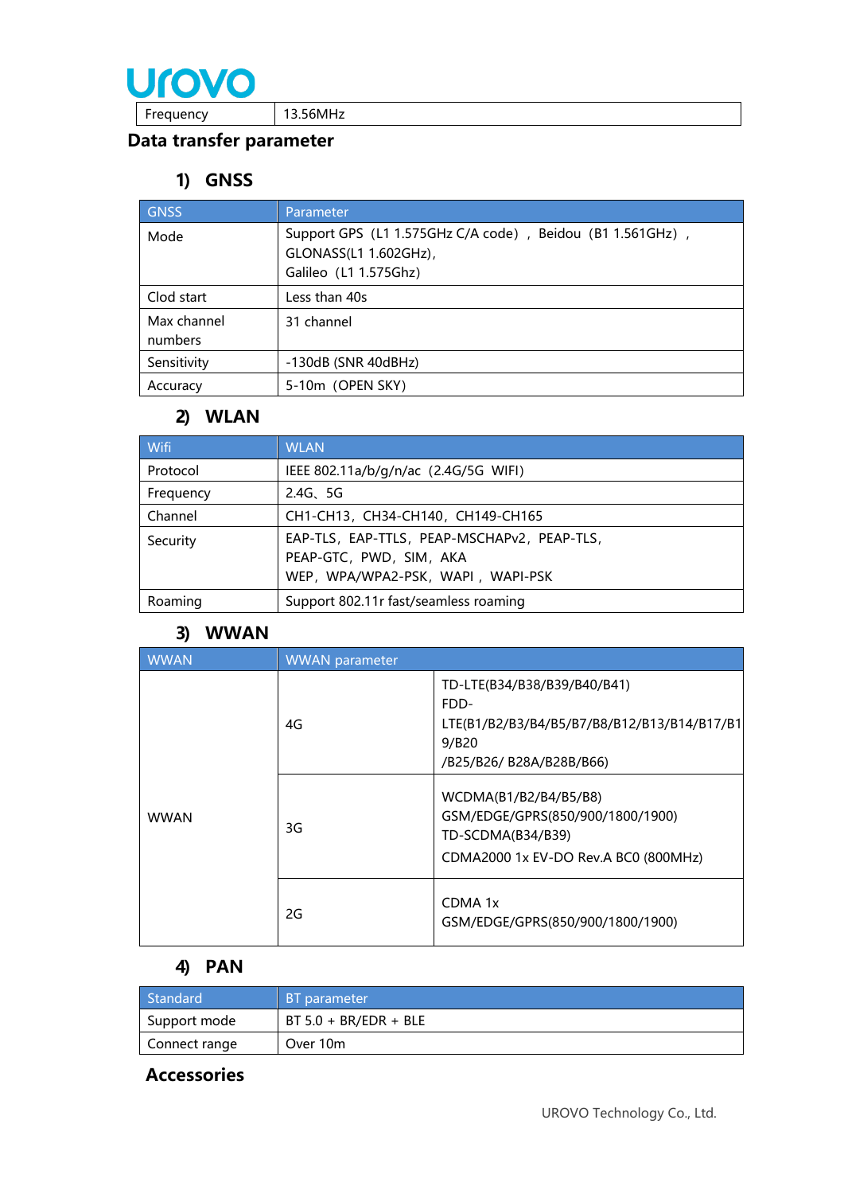| Frequency | 13.56MHz |
|---|---|

## Data transfer parameter

### 1) GNSS

| GNSS | Parameter |
|---|---|
| Mode | Support GPS（L1 1.575GHz C/A code），Beidou（B1 1.561GHz），GLONASS(L1 1.602GHz)，Galileo（L1 1.575Ghz) |
| Clod start | Less than 40s |
| Max channel numbers | 31 channel |
| Sensitivity | -130dB (SNR 40dBHz) |
| Accuracy | 5-10m（OPEN SKY) |

### 2) WLAN

| Wifi | WLAN |
|---|---|
| Protocol | IEEE 802.11a/b/g/n/ac（2.4G/5G WIFI) |
| Frequency | 2.4G、5G |
| Channel | CH1-CH13，CH34-CH140，CH149-CH165 |
| Security | EAP-TLS，EAP-TTLS，PEAP-MSCHAPv2，PEAP-TLS，PEAP-GTC，PWD，SIM，AKA WEP，WPA/WPA2-PSK，WAPI，WAPI-PSK |
| Roaming | Support 802.11r fast/seamless roaming |

### 3) WWAN

| WWAN | WWAN parameter | |
|---|---|---|
| WWAN | 4G | TD-LTE(B34/B38/B39/B40/B41) FDD-LTE(B1/B2/B3/B4/B5/B7/B8/B12/B13/B14/B17/B19/B20 /B25/B26/ B28A/B28B/B66) |
| | 3G | WCDMA(B1/B2/B4/B5/B8) GSM/EDGE/GPRS(850/900/1800/1900) TD-SCDMA(B34/B39) CDMA2000 1x EV-DO Rev.A BC0 (800MHz) |
| | 2G | CDMA 1x GSM/EDGE/GPRS(850/900/1800/1900) |

### 4) PAN

| Standard | BT parameter |
|---|---|
| Support mode | BT 5.0 + BR/EDR + BLE |
| Connect range | Over 10m |

## Accessories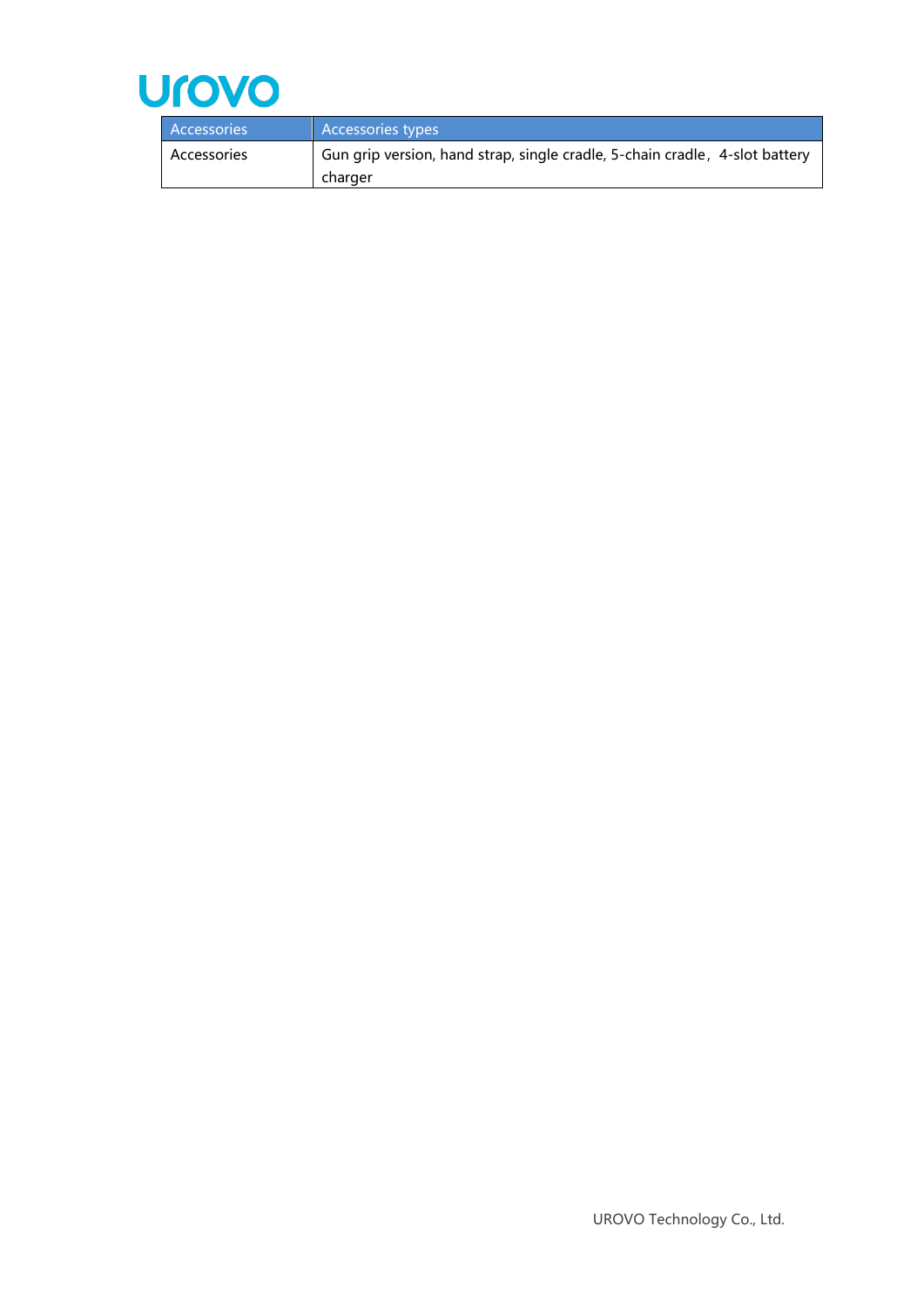| Accessories | Accessories types |
|---|---|
| Accessories | Gun grip version, hand strap, single cradle, 5-chain cradle，4-slot battery charger |